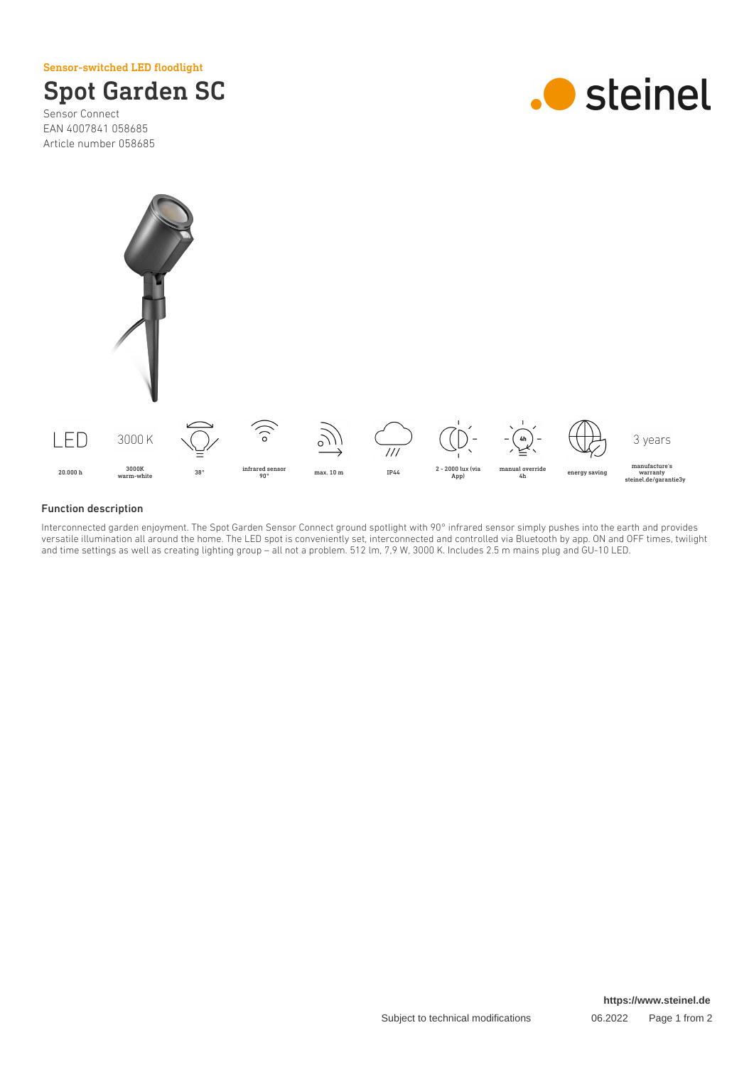Sensor-switched LED floodlight

# Spot Garden SC

Sensor Connect
EAN 4007841 058685
Article number 058685

steinel

| LED | 3000 K | | | | | | | | 3 years |
|---|---|---|---|---|---|---|---|---|---|
| 20.000 h | 3000K warm-white | 38° | infrared sensor 90° | max. 10 m | IP44 | 2 - 2000 lux (via App) | manual override 4h | energy saving | manufacture's warranty steinel.de/garantie3y |

## Function description

Interconnected garden enjoyment. The Spot Garden Sensor Connect ground spotlight with 90° infrared sensor simply pushes into the earth and provides versatile illumination all around the home. The LED spot is conveniently set, interconnected and controlled via Bluetooth by app. ON and OFF times, twilight and time settings as well as creating lighting group – all not a problem. 512 lm, 7,9 W, 3000 K. Includes 2.5 m mains plug and GU-10 LED.

https://www.steinel.de

Subject to technical modifications 06.2022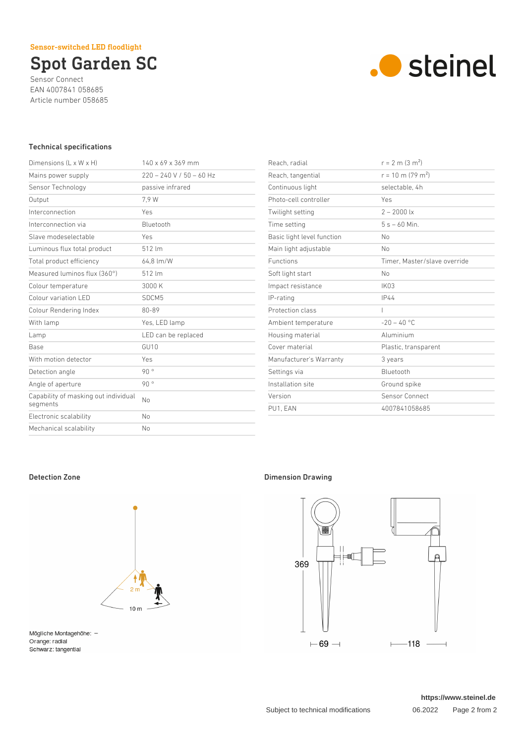Sensor-switched LED floodlight

# Spot Garden SC

Sensor Connect
EAN 4007841 058685
Article number 058685

steinel

## Technical specifications

| | |
|---|---|
| Dimensions (L x W x H) | 140 x 69 x 369 mm |
| Mains power supply | 220 – 240 V / 50 – 60 Hz |
| Sensor Technology | passive infrared |
| Output | 7,9 W |
| Interconnection | Yes |
| Interconnection via | Bluetooth |
| Slave modeselectable | Yes |
| Luminous flux total product | 512 lm |
| Total product efficiency | 64,8 lm/W |
| Measured luminos flux (360°) | 512 lm |
| Colour temperature | 3000 K |
| Colour variation LED | SDCM5 |
| Colour Rendering Index | 80-89 |
| With lamp | Yes, LED lamp |
| Lamp | LED can be replaced |
| Base | GU10 |
| With motion detector | Yes |
| Detection angle | 90 ° |
| Angle of aperture | 90 ° |
| Capability of masking out individual segments | No |
| Electronic scalability | No |
| Mechanical scalability | No |

| | |
|---|---|
| Reach, radial | r = 2 m (3 m$^2$) |
| Reach, tangential | r = 10 m (79 m$^2$) |
| Continuous light | selectable, 4h |
| Photo-cell controller | Yes |
| Twilight setting | 2 – 2000 lx |
| Time setting | 5 s – 60 Min. |
| Basic light level function | No |
| Main light adjustable | No |
| Functions | Timer, Master/slave override |
| Soft light start | No |
| Impact resistance | IK03 |
| IP-rating | IP44 |
| Protection class | I |
| Ambient temperature | -20 – 40 °C |
| Housing material | Aluminium |
| Cover material | Plastic, transparent |
| Manufacturer's Warranty | 3 years |
| Settings via | Bluetooth |
| Installation site | Ground spike |
| Version | Sensor Connect |
| PU1, EAN | 4007841058685 |

### Detection Zone

2 m
10 m

Mögliche Montagehöhe: –
Orange: radial
Schwarz: tangential

### Dimension Drawing

369
69
118

https://www.steinel.de

Subject to technical modifications

06.2022